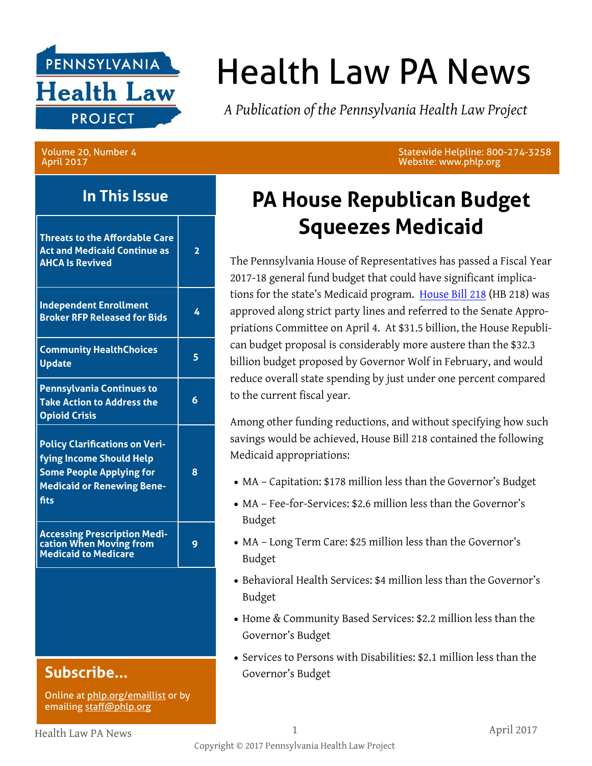# Health Law PA News

*A Publication of the Pennsylvania Health Law Project*

Volume 20, Number 4
April 2017

Statewide Helpline: 800-274-3258
Website: www.phlp.org

## In This Issue

| | |
|---|---|
| **Threats to the Affordable Care Act and Medicaid Continue as AHCA Is Revived** | 2 |
| **Independent Enrollment Broker RFP Released for Bids** | 4 |
| **Community HealthChoices Update** | 5 |
| **Pennsylvania Continues to Take Action to Address the Opioid Crisis** | 6 |
| **Policy Clarifications on Verifying Income Should Help Some People Applying for Medicaid or Renewing Benefits** | 8 |
| **Accessing Prescription Medication When Moving from Medicaid to Medicare** | 9 |

## Subscribe...

Online at phlp.org/emaillist or by emailing staff@phlp.org

# PA House Republican Budget Squeezes Medicaid

The Pennsylvania House of Representatives has passed a Fiscal Year 2017-18 general fund budget that could have significant implications for the state's Medicaid program. House Bill 218 (HB 218) was approved along strict party lines and referred to the Senate Appropriations Committee on April 4. At $31.5 billion, the House Republican budget proposal is considerably more austere than the $32.3 billion budget proposed by Governor Wolf in February, and would reduce overall state spending by just under one percent compared to the current fiscal year.

Among other funding reductions, and without specifying how such savings would be achieved, House Bill 218 contained the following Medicaid appropriations:

- MA – Capitation: $178 million less than the Governor's Budget
- MA – Fee-for-Services: $2.6 million less than the Governor's Budget
- MA – Long Term Care: $25 million less than the Governor's Budget
- Behavioral Health Services: $4 million less than the Governor's Budget
- Home & Community Based Services: $2.2 million less than the Governor's Budget
- Services to Persons with Disabilities: $2.1 million less than the Governor's Budget

Copyright © 2017 Pennsylvania Health Law Project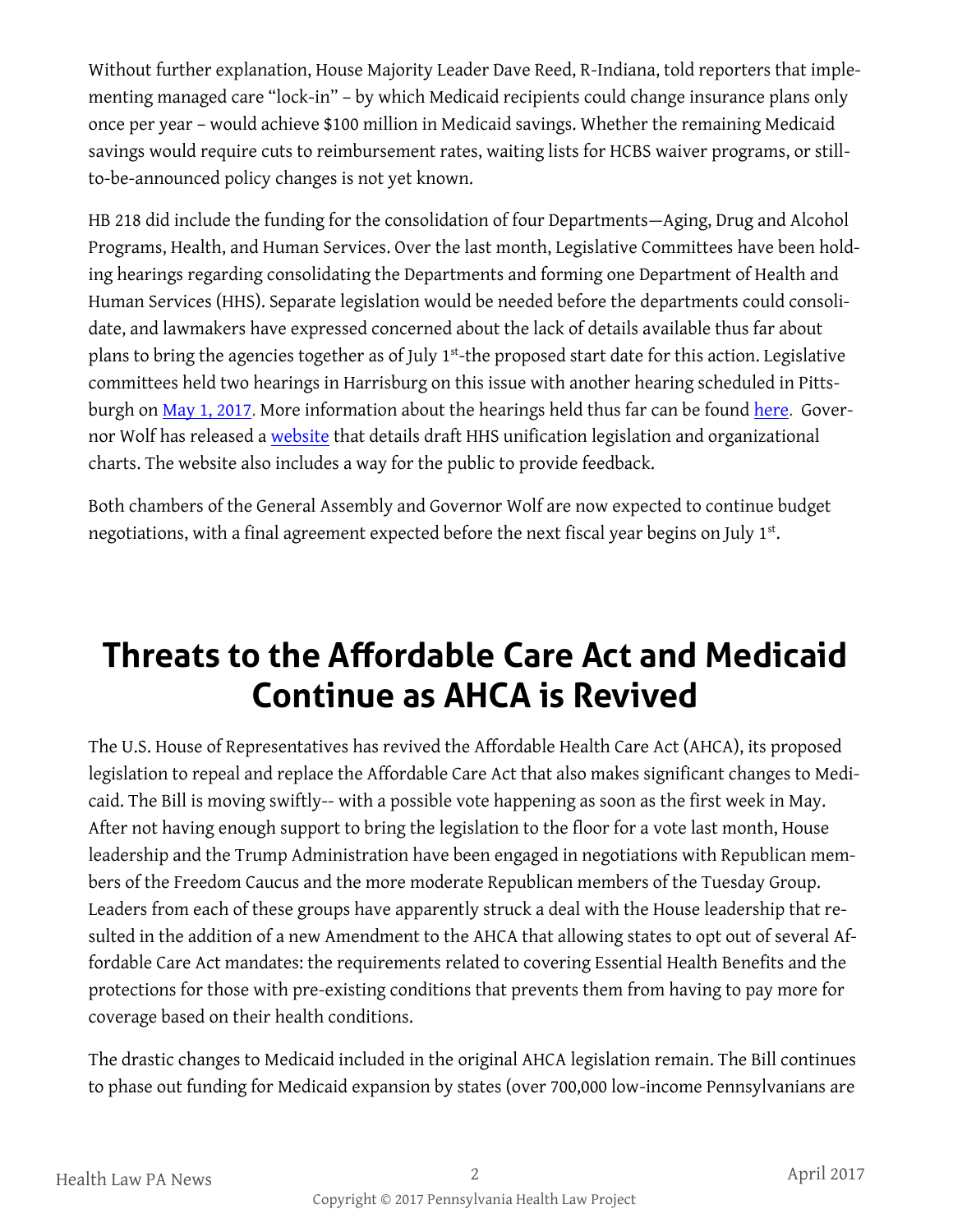Without further explanation, House Majority Leader Dave Reed, R-Indiana, told reporters that implementing managed care "lock-in" – by which Medicaid recipients could change insurance plans only once per year – would achieve $100 million in Medicaid savings. Whether the remaining Medicaid savings would require cuts to reimbursement rates, waiting lists for HCBS waiver programs, or still-to-be-announced policy changes is not yet known.

HB 218 did include the funding for the consolidation of four Departments—Aging, Drug and Alcohol Programs, Health, and Human Services. Over the last month, Legislative Committees have been holding hearings regarding consolidating the Departments and forming one Department of Health and Human Services (HHS). Separate legislation would be needed before the departments could consolidate, and lawmakers have expressed concerned about the lack of details available thus far about plans to bring the agencies together as of July 1st-the proposed start date for this action. Legislative committees held two hearings in Harrisburg on this issue with another hearing scheduled in Pittsburgh on May 1, 2017. More information about the hearings held thus far can be found here. Governor Wolf has released a website that details draft HHS unification legislation and organizational charts. The website also includes a way for the public to provide feedback.

Both chambers of the General Assembly and Governor Wolf are now expected to continue budget negotiations, with a final agreement expected before the next fiscal year begins on July 1st.

# Threats to the Affordable Care Act and Medicaid Continue as AHCA is Revived

The U.S. House of Representatives has revived the Affordable Health Care Act (AHCA), its proposed legislation to repeal and replace the Affordable Care Act that also makes significant changes to Medicaid. The Bill is moving swiftly-- with a possible vote happening as soon as the first week in May. After not having enough support to bring the legislation to the floor for a vote last month, House leadership and the Trump Administration have been engaged in negotiations with Republican members of the Freedom Caucus and the more moderate Republican members of the Tuesday Group. Leaders from each of these groups have apparently struck a deal with the House leadership that resulted in the addition of a new Amendment to the AHCA that allowing states to opt out of several Affordable Care Act mandates: the requirements related to covering Essential Health Benefits and the protections for those with pre-existing conditions that prevents them from having to pay more for coverage based on their health conditions.

The drastic changes to Medicaid included in the original AHCA legislation remain. The Bill continues to phase out funding for Medicaid expansion by states (over 700,000 low-income Pennsylvanians are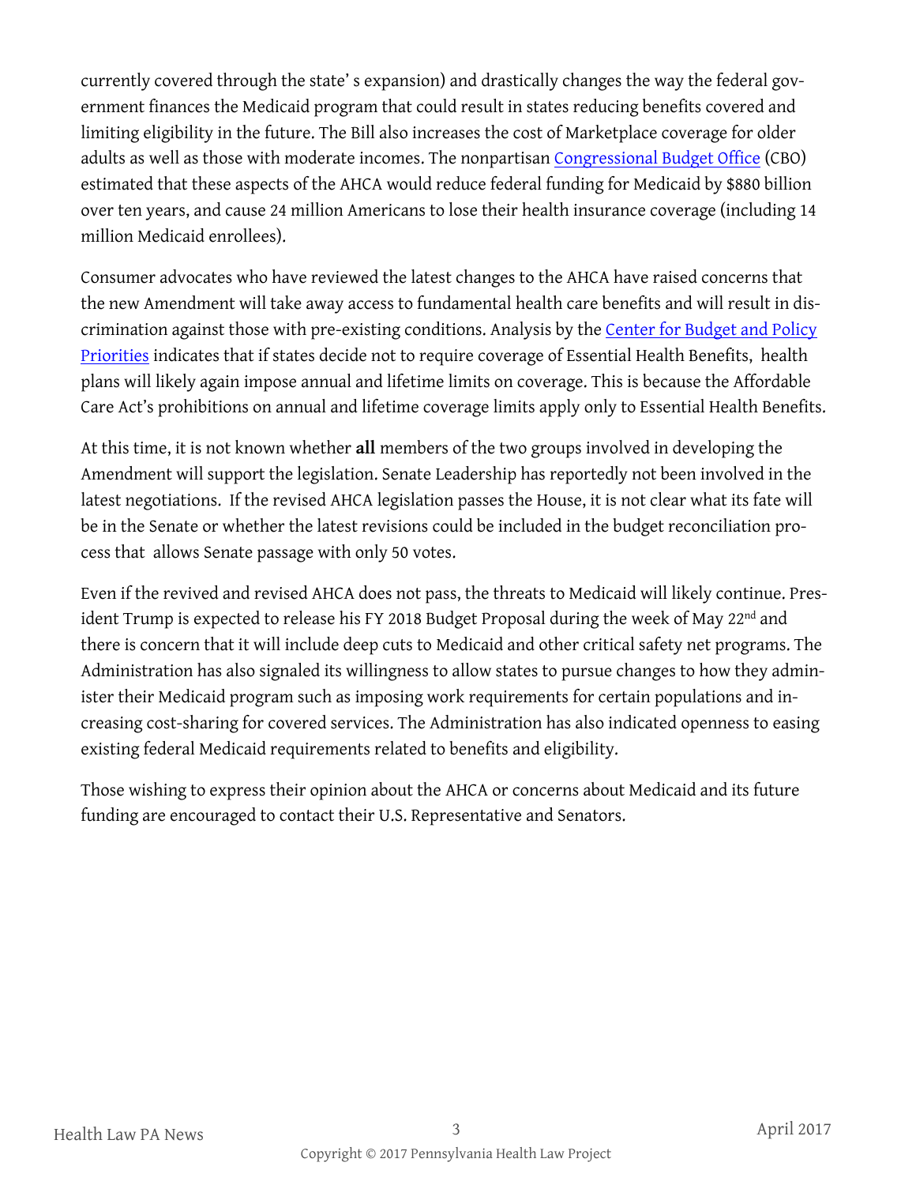currently covered through the state' s expansion) and drastically changes the way the federal government finances the Medicaid program that could result in states reducing benefits covered and limiting eligibility in the future. The Bill also increases the cost of Marketplace coverage for older adults as well as those with moderate incomes. The nonpartisan Congressional Budget Office (CBO) estimated that these aspects of the AHCA would reduce federal funding for Medicaid by $880 billion over ten years, and cause 24 million Americans to lose their health insurance coverage (including 14 million Medicaid enrollees).

Consumer advocates who have reviewed the latest changes to the AHCA have raised concerns that the new Amendment will take away access to fundamental health care benefits and will result in discrimination against those with pre-existing conditions. Analysis by the Center for Budget and Policy Priorities indicates that if states decide not to require coverage of Essential Health Benefits, health plans will likely again impose annual and lifetime limits on coverage. This is because the Affordable Care Act's prohibitions on annual and lifetime coverage limits apply only to Essential Health Benefits.

At this time, it is not known whether **all** members of the two groups involved in developing the Amendment will support the legislation. Senate Leadership has reportedly not been involved in the latest negotiations. If the revised AHCA legislation passes the House, it is not clear what its fate will be in the Senate or whether the latest revisions could be included in the budget reconciliation process that allows Senate passage with only 50 votes.

Even if the revived and revised AHCA does not pass, the threats to Medicaid will likely continue. President Trump is expected to release his FY 2018 Budget Proposal during the week of May 22nd and there is concern that it will include deep cuts to Medicaid and other critical safety net programs. The Administration has also signaled its willingness to allow states to pursue changes to how they administer their Medicaid program such as imposing work requirements for certain populations and increasing cost-sharing for covered services. The Administration has also indicated openness to easing existing federal Medicaid requirements related to benefits and eligibility.

Those wishing to express their opinion about the AHCA or concerns about Medicaid and its future funding are encouraged to contact their U.S. Representative and Senators.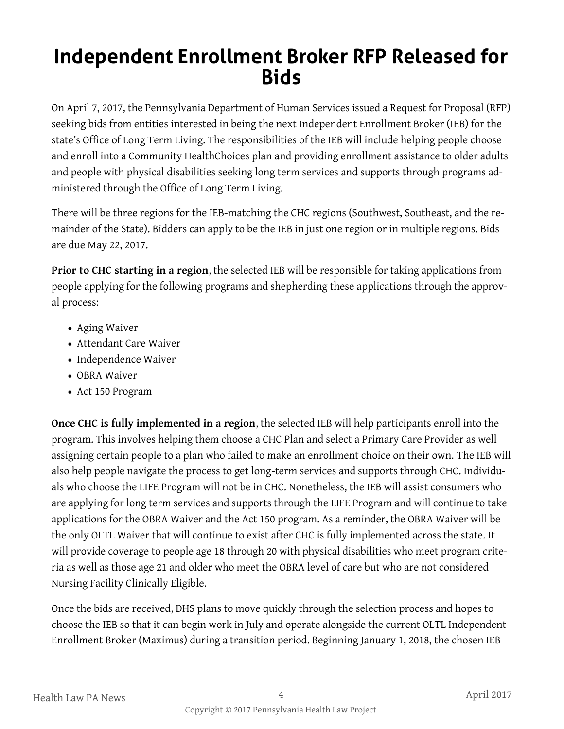# Independent Enrollment Broker RFP Released for Bids

On April 7, 2017, the Pennsylvania Department of Human Services issued a Request for Proposal (RFP) seeking bids from entities interested in being the next Independent Enrollment Broker (IEB) for the state's Office of Long Term Living. The responsibilities of the IEB will include helping people choose and enroll into a Community HealthChoices plan and providing enrollment assistance to older adults and people with physical disabilities seeking long term services and supports through programs administered through the Office of Long Term Living.

There will be three regions for the IEB-matching the CHC regions (Southwest, Southeast, and the remainder of the State). Bidders can apply to be the IEB in just one region or in multiple regions. Bids are due May 22, 2017.

**Prior to CHC starting in a region**, the selected IEB will be responsible for taking applications from people applying for the following programs and shepherding these applications through the approval process:

- Aging Waiver
- Attendant Care Waiver
- Independence Waiver
- OBRA Waiver
- Act 150 Program

**Once CHC is fully implemented in a region**, the selected IEB will help participants enroll into the program. This involves helping them choose a CHC Plan and select a Primary Care Provider as well assigning certain people to a plan who failed to make an enrollment choice on their own. The IEB will also help people navigate the process to get long-term services and supports through CHC. Individuals who choose the LIFE Program will not be in CHC. Nonetheless, the IEB will assist consumers who are applying for long term services and supports through the LIFE Program and will continue to take applications for the OBRA Waiver and the Act 150 program. As a reminder, the OBRA Waiver will be the only OLTL Waiver that will continue to exist after CHC is fully implemented across the state. It will provide coverage to people age 18 through 20 with physical disabilities who meet program criteria as well as those age 21 and older who meet the OBRA level of care but who are not considered Nursing Facility Clinically Eligible.

Once the bids are received, DHS plans to move quickly through the selection process and hopes to choose the IEB so that it can begin work in July and operate alongside the current OLTL Independent Enrollment Broker (Maximus) during a transition period. Beginning January 1, 2018, the chosen IEB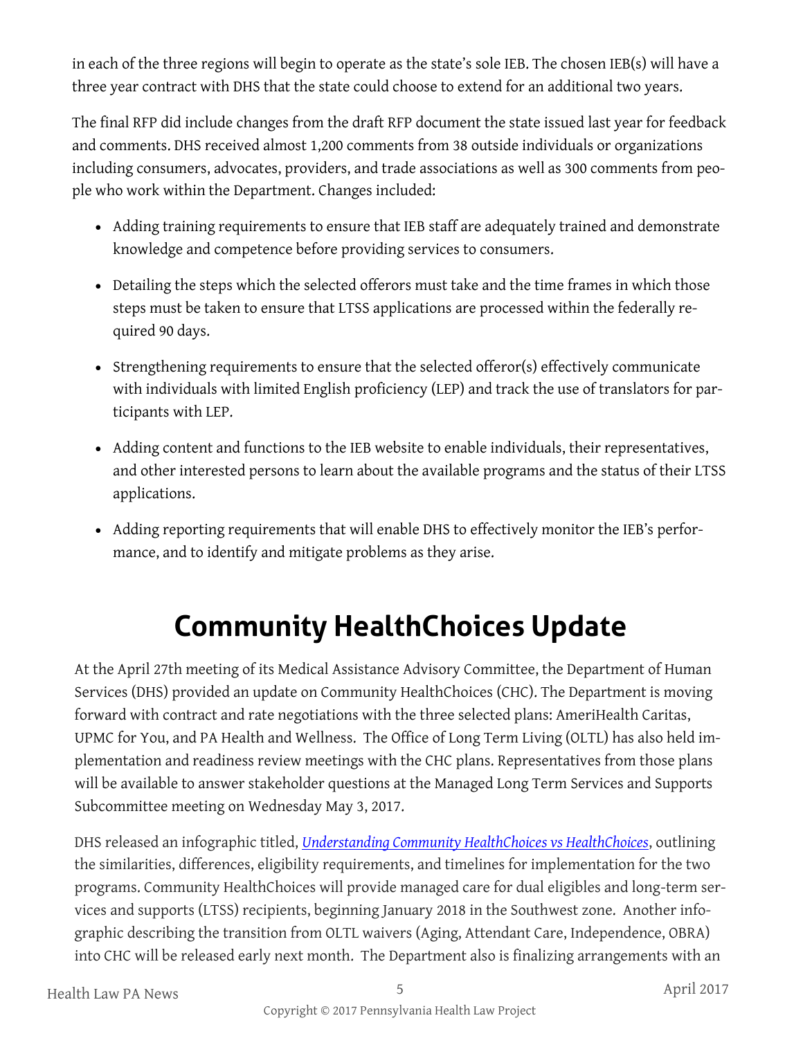in each of the three regions will begin to operate as the state's sole IEB. The chosen IEB(s) will have a three year contract with DHS that the state could choose to extend for an additional two years.

The final RFP did include changes from the draft RFP document the state issued last year for feedback and comments. DHS received almost 1,200 comments from 38 outside individuals or organizations including consumers, advocates, providers, and trade associations as well as 300 comments from people who work within the Department. Changes included:

- Adding training requirements to ensure that IEB staff are adequately trained and demonstrate knowledge and competence before providing services to consumers.
- Detailing the steps which the selected offerors must take and the time frames in which those steps must be taken to ensure that LTSS applications are processed within the federally required 90 days.
- Strengthening requirements to ensure that the selected offeror(s) effectively communicate with individuals with limited English proficiency (LEP) and track the use of translators for participants with LEP.
- Adding content and functions to the IEB website to enable individuals, their representatives, and other interested persons to learn about the available programs and the status of their LTSS applications.
- Adding reporting requirements that will enable DHS to effectively monitor the IEB's performance, and to identify and mitigate problems as they arise.

# Community HealthChoices Update

At the April 27th meeting of its Medical Assistance Advisory Committee, the Department of Human Services (DHS) provided an update on Community HealthChoices (CHC). The Department is moving forward with contract and rate negotiations with the three selected plans: AmeriHealth Caritas, UPMC for You, and PA Health and Wellness. The Office of Long Term Living (OLTL) has also held implementation and readiness review meetings with the CHC plans. Representatives from those plans will be available to answer stakeholder questions at the Managed Long Term Services and Supports Subcommittee meeting on Wednesday May 3, 2017.

DHS released an infographic titled, *Understanding Community HealthChoices vs HealthChoices*, outlining the similarities, differences, eligibility requirements, and timelines for implementation for the two programs. Community HealthChoices will provide managed care for dual eligibles and long-term services and supports (LTSS) recipients, beginning January 2018 in the Southwest zone. Another infographic describing the transition from OLTL waivers (Aging, Attendant Care, Independence, OBRA) into CHC will be released early next month. The Department also is finalizing arrangements with an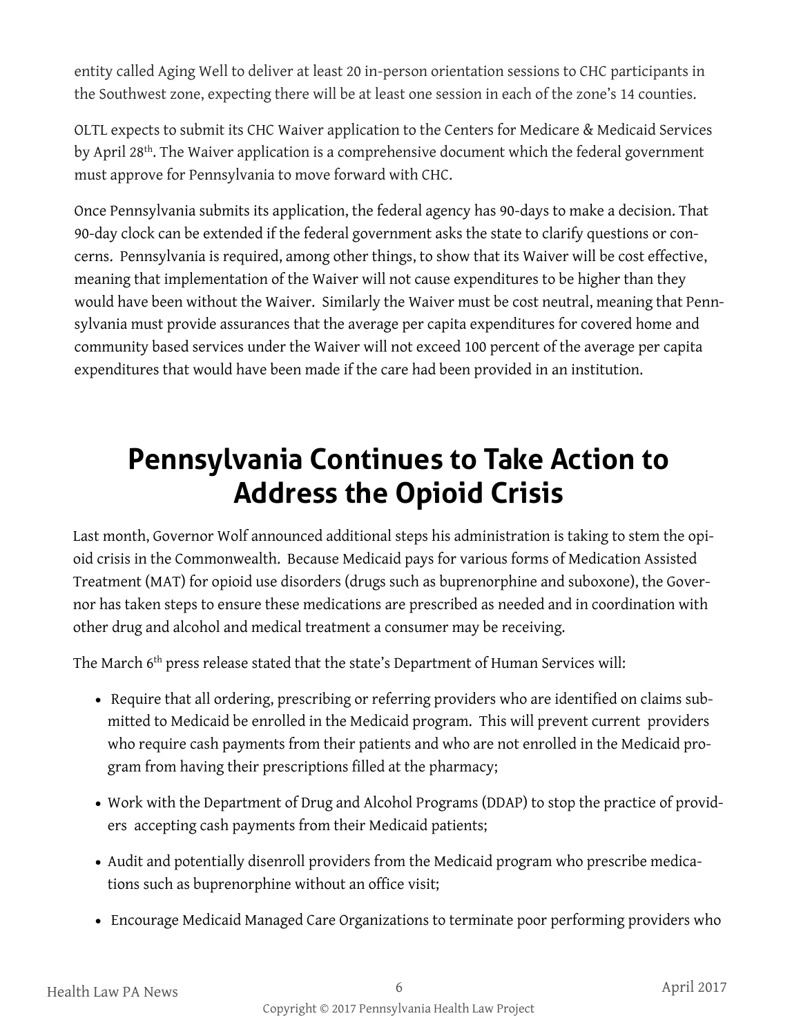entity called Aging Well to deliver at least 20 in-person orientation sessions to CHC participants in the Southwest zone, expecting there will be at least one session in each of the zone's 14 counties.

OLTL expects to submit its CHC Waiver application to the Centers for Medicare & Medicaid Services by April 28th. The Waiver application is a comprehensive document which the federal government must approve for Pennsylvania to move forward with CHC.

Once Pennsylvania submits its application, the federal agency has 90-days to make a decision. That 90-day clock can be extended if the federal government asks the state to clarify questions or concerns. Pennsylvania is required, among other things, to show that its Waiver will be cost effective, meaning that implementation of the Waiver will not cause expenditures to be higher than they would have been without the Waiver. Similarly the Waiver must be cost neutral, meaning that Pennsylvania must provide assurances that the average per capita expenditures for covered home and community based services under the Waiver will not exceed 100 percent of the average per capita expenditures that would have been made if the care had been provided in an institution.

# Pennsylvania Continues to Take Action to Address the Opioid Crisis

Last month, Governor Wolf announced additional steps his administration is taking to stem the opioid crisis in the Commonwealth. Because Medicaid pays for various forms of Medication Assisted Treatment (MAT) for opioid use disorders (drugs such as buprenorphine and suboxone), the Governor has taken steps to ensure these medications are prescribed as needed and in coordination with other drug and alcohol and medical treatment a consumer may be receiving.

The March 6th press release stated that the state's Department of Human Services will:

- Require that all ordering, prescribing or referring providers who are identified on claims submitted to Medicaid be enrolled in the Medicaid program. This will prevent current providers who require cash payments from their patients and who are not enrolled in the Medicaid program from having their prescriptions filled at the pharmacy;
- Work with the Department of Drug and Alcohol Programs (DDAP) to stop the practice of providers accepting cash payments from their Medicaid patients;
- Audit and potentially disenroll providers from the Medicaid program who prescribe medications such as buprenorphine without an office visit;
- Encourage Medicaid Managed Care Organizations to terminate poor performing providers who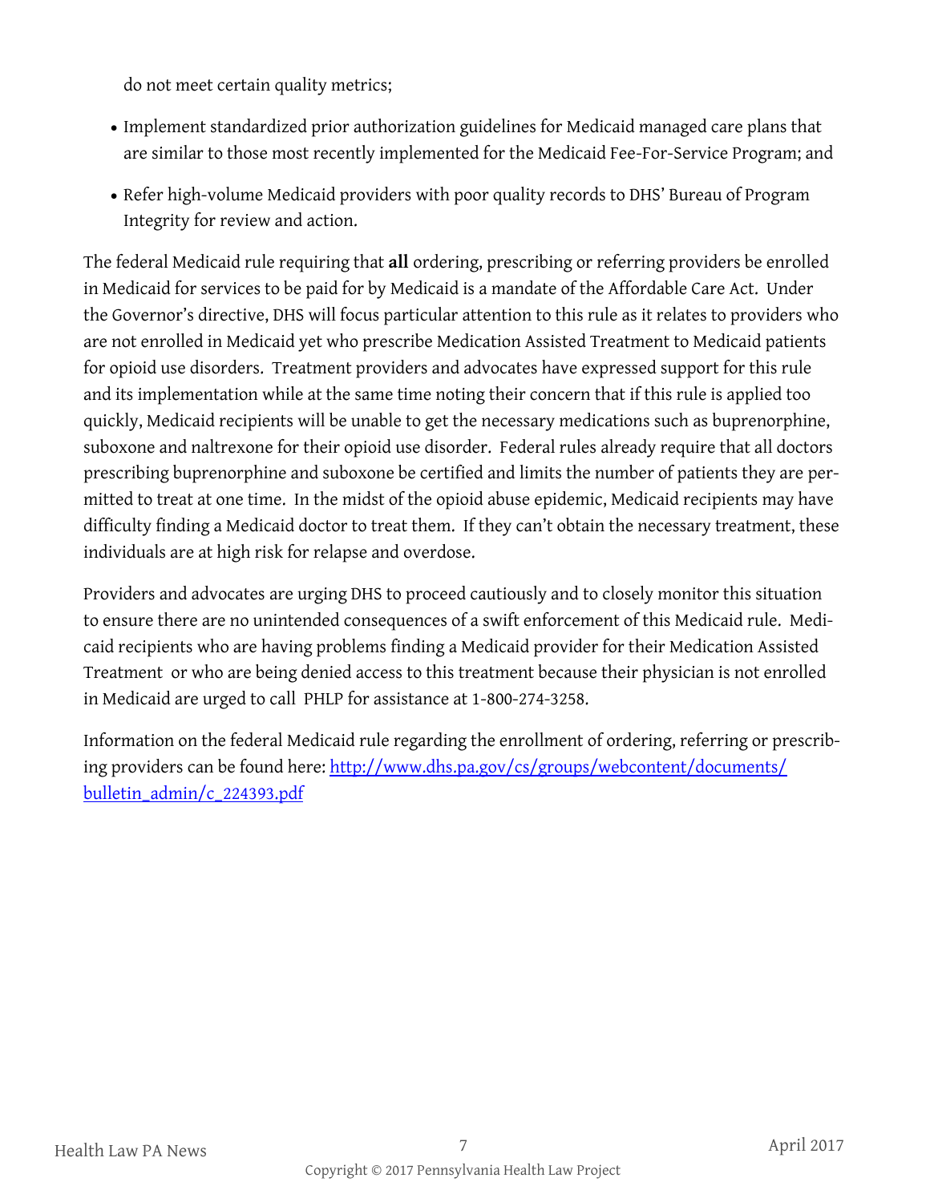do not meet certain quality metrics;

- Implement standardized prior authorization guidelines for Medicaid managed care plans that are similar to those most recently implemented for the Medicaid Fee-For-Service Program; and
- Refer high-volume Medicaid providers with poor quality records to DHS' Bureau of Program Integrity for review and action.

The federal Medicaid rule requiring that **all** ordering, prescribing or referring providers be enrolled in Medicaid for services to be paid for by Medicaid is a mandate of the Affordable Care Act. Under the Governor's directive, DHS will focus particular attention to this rule as it relates to providers who are not enrolled in Medicaid yet who prescribe Medication Assisted Treatment to Medicaid patients for opioid use disorders. Treatment providers and advocates have expressed support for this rule and its implementation while at the same time noting their concern that if this rule is applied too quickly, Medicaid recipients will be unable to get the necessary medications such as buprenorphine, suboxone and naltrexone for their opioid use disorder. Federal rules already require that all doctors prescribing buprenorphine and suboxone be certified and limits the number of patients they are permitted to treat at one time. In the midst of the opioid abuse epidemic, Medicaid recipients may have difficulty finding a Medicaid doctor to treat them. If they can't obtain the necessary treatment, these individuals are at high risk for relapse and overdose.

Providers and advocates are urging DHS to proceed cautiously and to closely monitor this situation to ensure there are no unintended consequences of a swift enforcement of this Medicaid rule. Medicaid recipients who are having problems finding a Medicaid provider for their Medication Assisted Treatment or who are being denied access to this treatment because their physician is not enrolled in Medicaid are urged to call PHLP for assistance at 1-800-274-3258.

Information on the federal Medicaid rule regarding the enrollment of ordering, referring or prescribing providers can be found here: [http://www.dhs.pa.gov/cs/groups/webcontent/documents/bulletin_admin/c_224393.pdf](http://www.dhs.pa.gov/cs/groups/webcontent/documents/bulletin_admin/c_224393.pdf)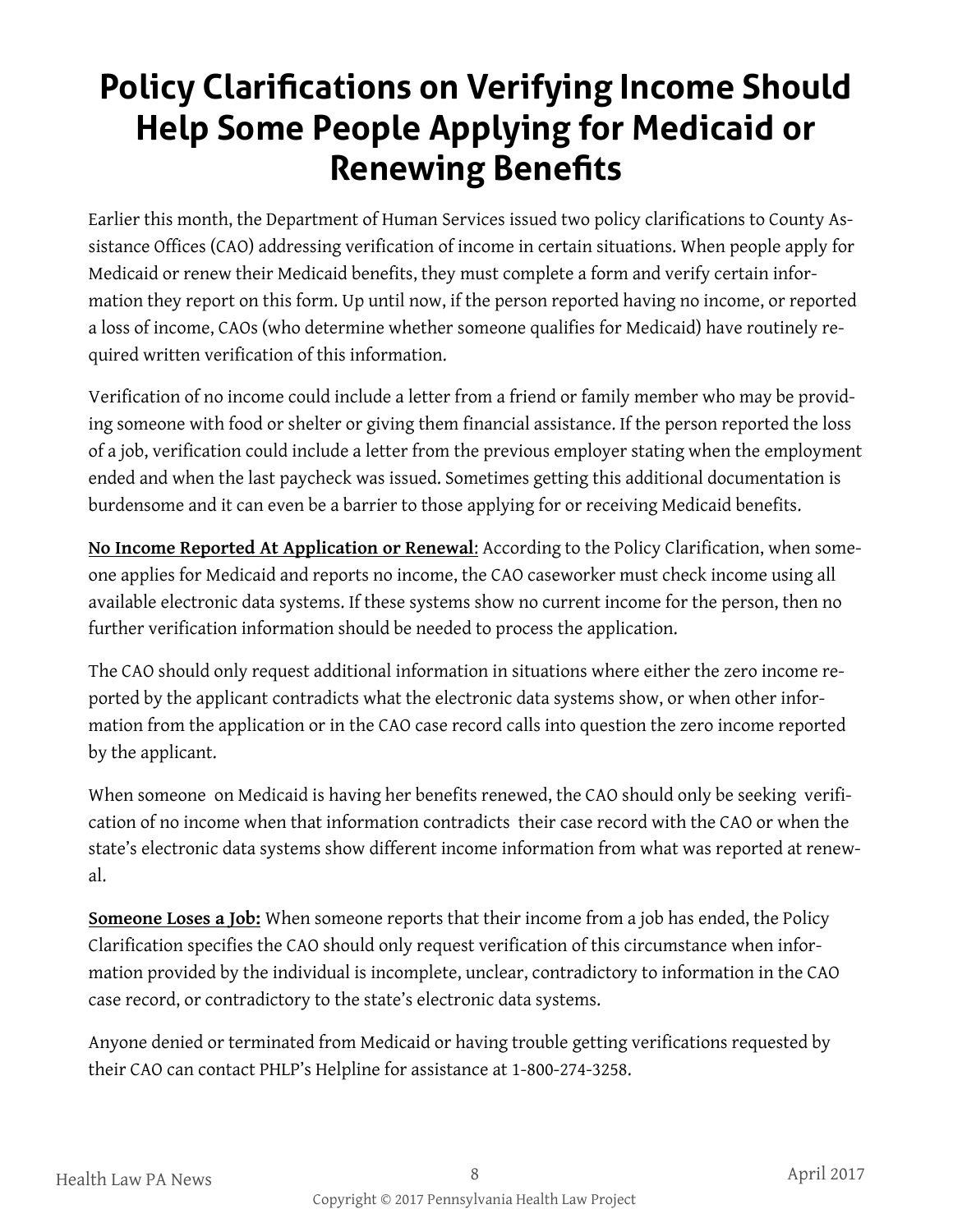# Policy Clarifications on Verifying Income Should Help Some People Applying for Medicaid or Renewing Benefits

Earlier this month, the Department of Human Services issued two policy clarifications to County Assistance Offices (CAO) addressing verification of income in certain situations. When people apply for Medicaid or renew their Medicaid benefits, they must complete a form and verify certain information they report on this form. Up until now, if the person reported having no income, or reported a loss of income, CAOs (who determine whether someone qualifies for Medicaid) have routinely required written verification of this information.

Verification of no income could include a letter from a friend or family member who may be providing someone with food or shelter or giving them financial assistance. If the person reported the loss of a job, verification could include a letter from the previous employer stating when the employment ended and when the last paycheck was issued. Sometimes getting this additional documentation is burdensome and it can even be a barrier to those applying for or receiving Medicaid benefits.

**No Income Reported At Application or Renewal**: According to the Policy Clarification, when someone applies for Medicaid and reports no income, the CAO caseworker must check income using all available electronic data systems. If these systems show no current income for the person, then no further verification information should be needed to process the application.

The CAO should only request additional information in situations where either the zero income reported by the applicant contradicts what the electronic data systems show, or when other information from the application or in the CAO case record calls into question the zero income reported by the applicant.

When someone on Medicaid is having her benefits renewed, the CAO should only be seeking verification of no income when that information contradicts their case record with the CAO or when the state's electronic data systems show different income information from what was reported at renewal.

**Someone Loses a Job:** When someone reports that their income from a job has ended, the Policy Clarification specifies the CAO should only request verification of this circumstance when information provided by the individual is incomplete, unclear, contradictory to information in the CAO case record, or contradictory to the state's electronic data systems.

Anyone denied or terminated from Medicaid or having trouble getting verifications requested by their CAO can contact PHLP's Helpline for assistance at 1-800-274-3258.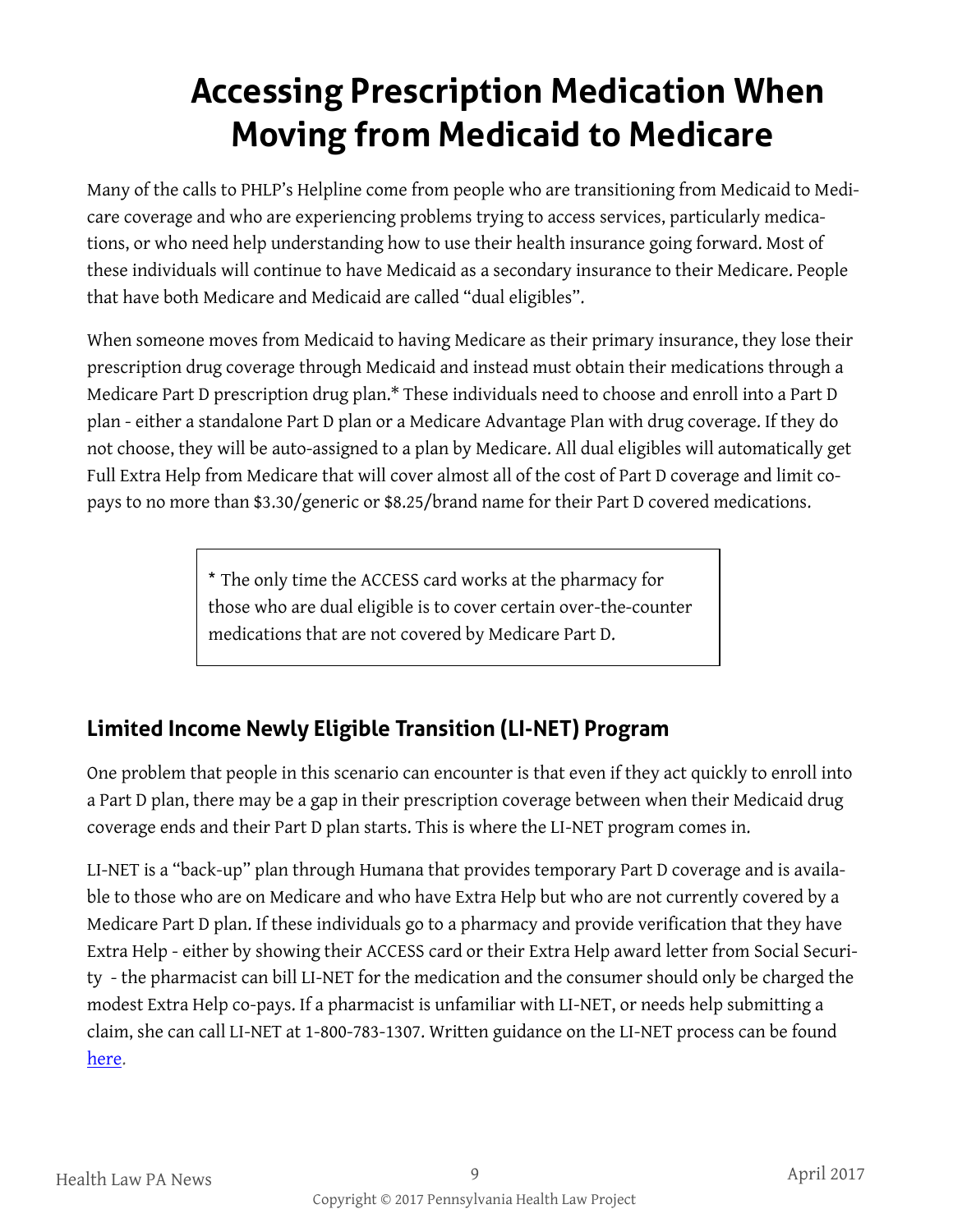# Accessing Prescription Medication When Moving from Medicaid to Medicare

Many of the calls to PHLP's Helpline come from people who are transitioning from Medicaid to Medicare coverage and who are experiencing problems trying to access services, particularly medications, or who need help understanding how to use their health insurance going forward. Most of these individuals will continue to have Medicaid as a secondary insurance to their Medicare. People that have both Medicare and Medicaid are called "dual eligibles".

When someone moves from Medicaid to having Medicare as their primary insurance, they lose their prescription drug coverage through Medicaid and instead must obtain their medications through a Medicare Part D prescription drug plan.* These individuals need to choose and enroll into a Part D plan - either a standalone Part D plan or a Medicare Advantage Plan with drug coverage. If they do not choose, they will be auto-assigned to a plan by Medicare. All dual eligibles will automatically get Full Extra Help from Medicare that will cover almost all of the cost of Part D coverage and limit co-pays to no more than $3.30/generic or $8.25/brand name for their Part D covered medications.

> * The only time the ACCESS card works at the pharmacy for those who are dual eligible is to cover certain over-the-counter medications that are not covered by Medicare Part D.

## Limited Income Newly Eligible Transition (LI-NET) Program

One problem that people in this scenario can encounter is that even if they act quickly to enroll into a Part D plan, there may be a gap in their prescription coverage between when their Medicaid drug coverage ends and their Part D plan starts. This is where the LI-NET program comes in.

LI-NET is a "back-up" plan through Humana that provides temporary Part D coverage and is available to those who are on Medicare and who have Extra Help but who are not currently covered by a Medicare Part D plan. If these individuals go to a pharmacy and provide verification that they have Extra Help - either by showing their ACCESS card or their Extra Help award letter from Social Security - the pharmacist can bill LI-NET for the medication and the consumer should only be charged the modest Extra Help co-pays. If a pharmacist is unfamiliar with LI-NET, or needs help submitting a claim, she can call LI-NET at 1-800-783-1307. Written guidance on the LI-NET process can be found here.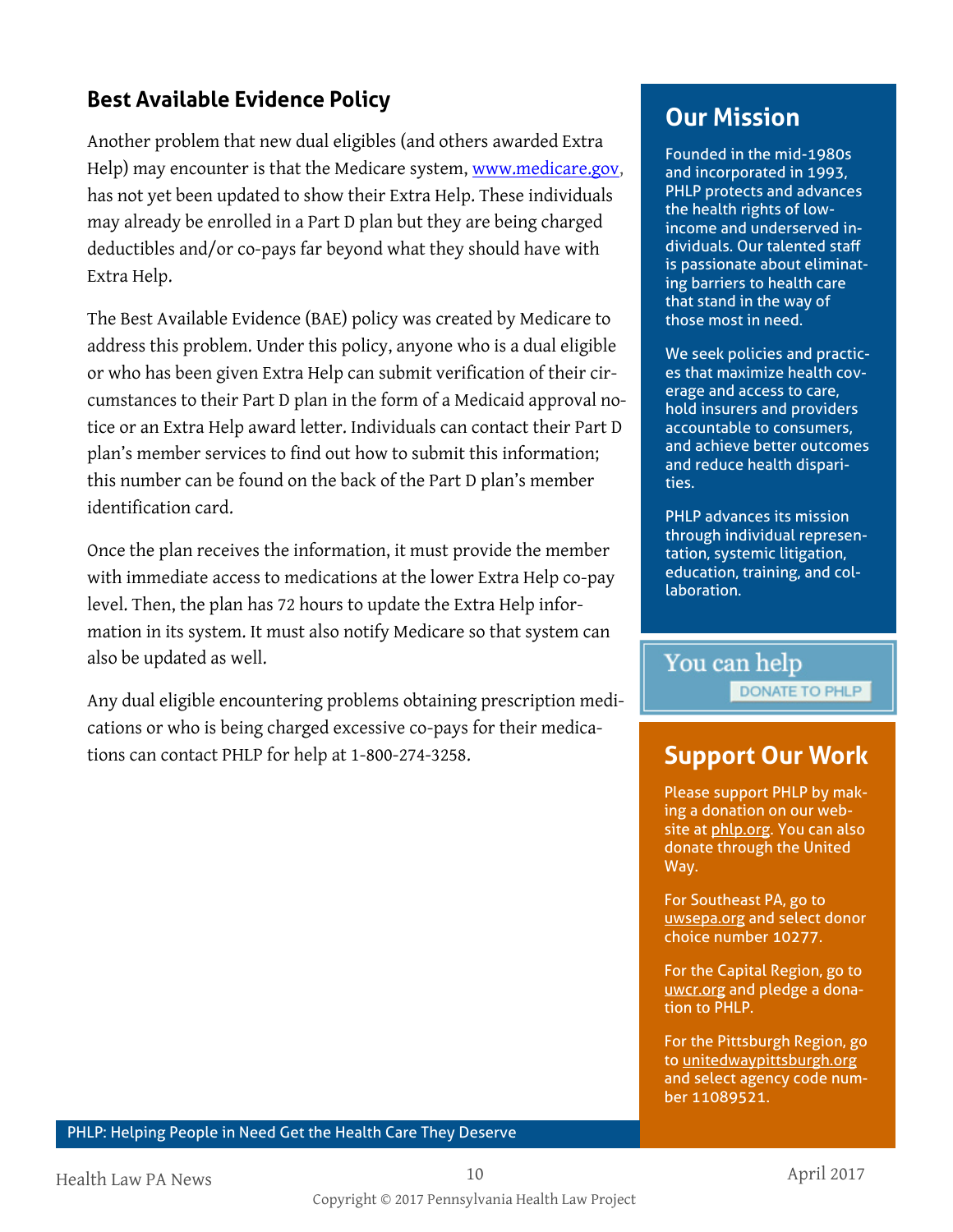## Best Available Evidence Policy

Another problem that new dual eligibles (and others awarded Extra Help) may encounter is that the Medicare system, www.medicare.gov, has not yet been updated to show their Extra Help. These individuals may already be enrolled in a Part D plan but they are being charged deductibles and/or co-pays far beyond what they should have with Extra Help.

The Best Available Evidence (BAE) policy was created by Medicare to address this problem. Under this policy, anyone who is a dual eligible or who has been given Extra Help can submit verification of their circumstances to their Part D plan in the form of a Medicaid approval notice or an Extra Help award letter. Individuals can contact their Part D plan's member services to find out how to submit this information; this number can be found on the back of the Part D plan's member identification card.

Once the plan receives the information, it must provide the member with immediate access to medications at the lower Extra Help co-pay level. Then, the plan has 72 hours to update the Extra Help information in its system. It must also notify Medicare so that system can also be updated as well.

Any dual eligible encountering problems obtaining prescription medications or who is being charged excessive co-pays for their medications can contact PHLP for help at 1-800-274-3258.

PHLP: Helping People in Need Get the Health Care They Deserve

## Our Mission

Founded in the mid-1980s and incorporated in 1993, PHLP protects and advances the health rights of low-income and underserved individuals. Our talented staff is passionate about eliminating barriers to health care that stand in the way of those most in need.

We seek policies and practices that maximize health coverage and access to care, hold insurers and providers accountable to consumers, and achieve better outcomes and reduce health disparities.

PHLP advances its mission through individual representation, systemic litigation, education, training, and collaboration.

You can help

DONATE TO PHLP

## Support Our Work

Please support PHLP by making a donation on our website at phlp.org. You can also donate through the United Way.

For Southeast PA, go to uwsepa.org and select donor choice number 10277.

For the Capital Region, go to uwcr.org and pledge a donation to PHLP.

For the Pittsburgh Region, go to unitedwaypittsburgh.org and select agency code number 11089521.

Copyright © 2017 Pennsylvania Health Law Project